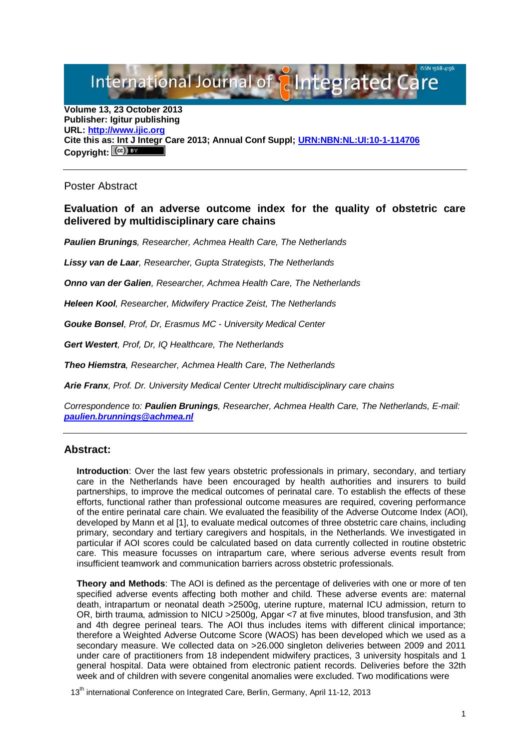Volume 13, 23 October 2013
**Publisher: Igitur publishing**
**URL: [http://www.ijic.org](http://www.ijic.org)**
**Cite this as: Int J Integr Care 2013; Annual Conf Suppl; [URN:NBN:NL:UI:10-1-114706](URN:NBN:NL:UI:10-1-114706)**
**Copyright:**

---

Poster Abstract

## Evaluation of an adverse outcome index for the quality of obstetric care delivered by multidisciplinary care chains

***Paulien Brunings**, Researcher, Achmea Health Care, The Netherlands*

***Lissy van de Laar**, Researcher, Gupta Strategists, The Netherlands*

***Onno van der Galien**, Researcher, Achmea Health Care, The Netherlands*

***Heleen Kool**, Researcher, Midwifery Practice Zeist, The Netherlands*

***Gouke Bonsel**, Prof, Dr, Erasmus MC - University Medical Center*

***Gert Westert**, Prof, Dr, IQ Healthcare, The Netherlands*

***Theo Hiemstra**, Researcher, Achmea Health Care, The Netherlands*

***Arie Franx**, Prof. Dr. University Medical Center Utrecht multidisciplinary care chains*

*Correspondence to: **Paulien Brunings**, Researcher, Achmea Health Care, The Netherlands, E-mail: [paulien.brunnings@achmea.nl](mailto:paulien.brunnings@achmea.nl)*

---

## Abstract:

**Introduction**: Over the last few years obstetric professionals in primary, secondary, and tertiary care in the Netherlands have been encouraged by health authorities and insurers to build partnerships, to improve the medical outcomes of perinatal care. To establish the effects of these efforts, functional rather than professional outcome measures are required, covering performance of the entire perinatal care chain. We evaluated the feasibility of the Adverse Outcome Index (AOI), developed by Mann et al [1], to evaluate medical outcomes of three obstetric care chains, including primary, secondary and tertiary caregivers and hospitals, in the Netherlands. We investigated in particular if AOI scores could be calculated based on data currently collected in routine obstetric care. This measure focusses on intrapartum care, where serious adverse events result from insufficient teamwork and communication barriers across obstetric professionals.

**Theory and Methods**: The AOI is defined as the percentage of deliveries with one or more of ten specified adverse events affecting both mother and child. These adverse events are: maternal death, intrapartum or neonatal death >2500g, uterine rupture, maternal ICU admission, return to OR, birth trauma, admission to NICU >2500g, Apgar <7 at five minutes, blood transfusion, and 3th and 4th degree perineal tears. The AOI thus includes items with different clinical importance; therefore a Weighted Adverse Outcome Score (WAOS) has been developed which we used as a secondary measure. We collected data on >26.000 singleton deliveries between 2009 and 2011 under care of practitioners from 18 independent midwifery practices, 3 university hospitals and 1 general hospital. Data were obtained from electronic patient records. Deliveries before the 32th week and of children with severe congenital anomalies were excluded. Two modifications were

13th international Conference on Integrated Care, Berlin, Germany, April 11-12, 2013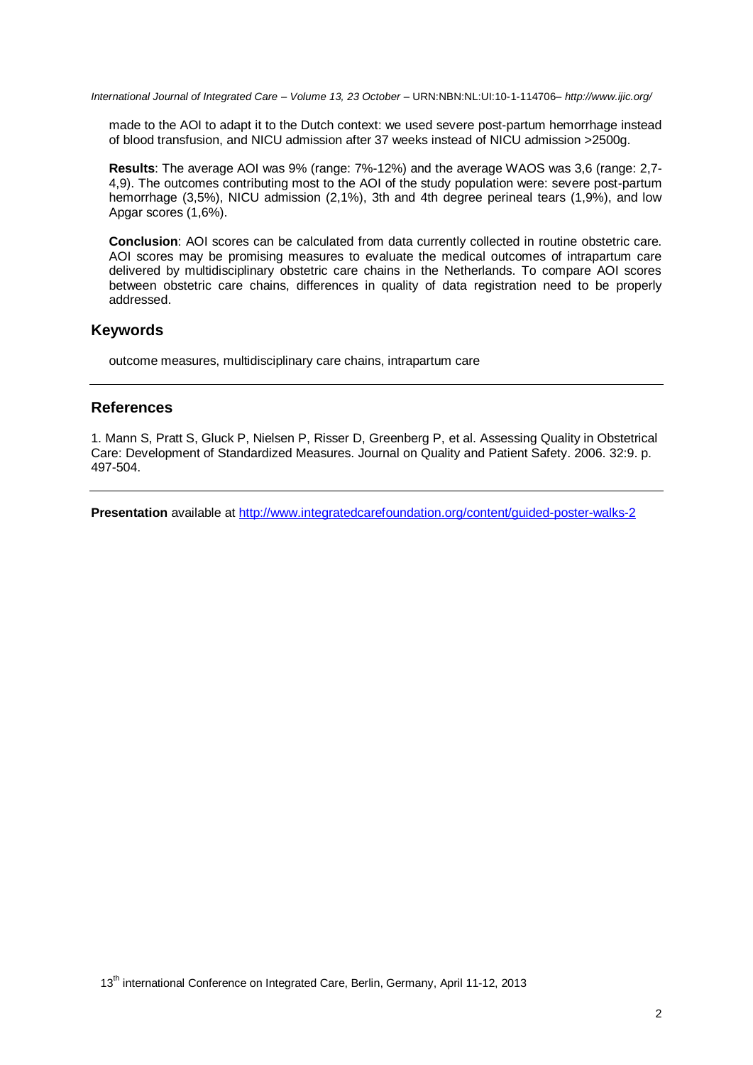made to the AOI to adapt it to the Dutch context: we used severe post-partum hemorrhage instead of blood transfusion, and NICU admission after 37 weeks instead of NICU admission >2500g.

**Results**: The average AOI was 9% (range: 7%-12%) and the average WAOS was 3,6 (range: 2,7-4,9). The outcomes contributing most to the AOI of the study population were: severe post-partum hemorrhage (3,5%), NICU admission (2,1%), 3th and 4th degree perineal tears (1,9%), and low Apgar scores (1,6%).

**Conclusion**: AOI scores can be calculated from data currently collected in routine obstetric care. AOI scores may be promising measures to evaluate the medical outcomes of intrapartum care delivered by multidisciplinary obstetric care chains in the Netherlands. To compare AOI scores between obstetric care chains, differences in quality of data registration need to be properly addressed.

## Keywords

outcome measures, multidisciplinary care chains, intrapartum care

---

## References

1. Mann S, Pratt S, Gluck P, Nielsen P, Risser D, Greenberg P, et al. Assessing Quality in Obstetrical Care: Development of Standardized Measures. Journal on Quality and Patient Safety. 2006. 32:9. p. 497-504.

---

**Presentation** available at http://www.integratedcarefoundation.org/content/guided-poster-walks-2